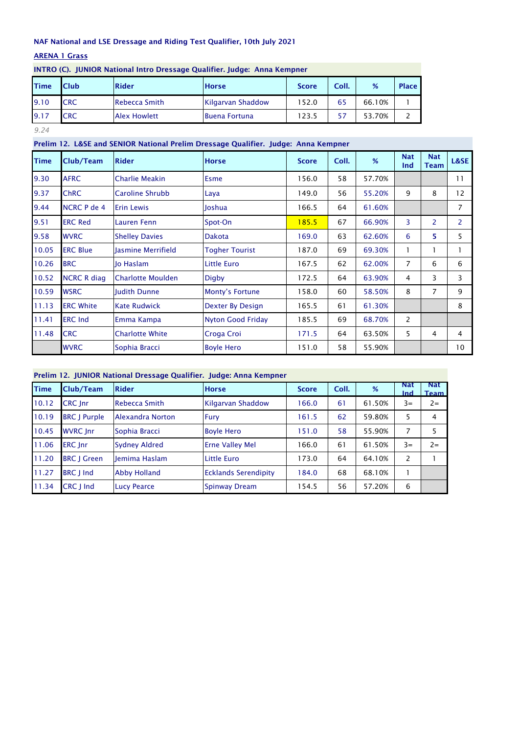**NAF National and LSE Dressage and Riding Test Qualifier, 10th July 2021**

**ARENA 1 Grass**

**INTRO (C). JUNIOR National Intro Dressage Qualifier. Judge: Anna Kempner**

| Time | Club | Rider | Horse | Score | Coll. | % | Place |
|---|---|---|---|---|---|---|---|
| 9.10 | CRC | Rebecca Smith | Kilgarvan Shaddow | 152.0 | 65 | 66.10% | 1 |
| 9.17 | CRC | Alex Howlett | Buena Fortuna | 123.5 | 57 | 53.70% | 2 |

*9.24*

**Prelim 12. L&SE and SENIOR National Prelim Dressage Qualifier. Judge: Anna Kempner**

| Time | Club/Team | Rider | Horse | Score | Coll. | % | Nat Ind | Nat Team | L&SE |
|---|---|---|---|---|---|---|---|---|---|
| 9.30 | AFRC | Charlie Meakin | Esme | 156.0 | 58 | 57.70% | | | 11 |
| 9.37 | ChRC | Caroline Shrubb | Laya | 149.0 | 56 | 55.20% | 9 | 8 | 12 |
| 9.44 | NCRC P de 4 | Erin Lewis | Joshua | 166.5 | 64 | 61.60% | | | 7 |
| 9.51 | ERC Red | Lauren Fenn | Spot-On | 185.5 | 67 | 66.90% | 3 | 2 | 2 |
| 9.58 | WVRC | Shelley Davies | Dakota | 169.0 | 63 | 62.60% | 6 | 5 | 5 |
| 10.05 | ERC Blue | Jasmine Merrifield | Togher Tourist | 187.0 | 69 | 69.30% | 1 | 1 | 1 |
| 10.26 | BRC | Jo Haslam | Little Euro | 167.5 | 62 | 62.00% | 7 | 6 | 6 |
| 10.52 | NCRC R diag | Charlotte Moulden | Digby | 172.5 | 64 | 63.90% | 4 | 3 | 3 |
| 10.59 | WSRC | Judith Dunne | Monty's Fortune | 158.0 | 60 | 58.50% | 8 | 7 | 9 |
| 11.13 | ERC White | Kate Rudwick | Dexter By Design | 165.5 | 61 | 61.30% | | | 8 |
| 11.41 | ERC Ind | Emma Kampa | Nyton Good Friday | 185.5 | 69 | 68.70% | 2 | | |
| 11.48 | CRC | Charlotte White | Croga Croi | 171.5 | 64 | 63.50% | 5 | 4 | 4 |
| | WVRC | Sophia Bracci | Boyle Hero | 151.0 | 58 | 55.90% | | | 10 |

**Prelim 12. JUNIOR National Dressage Qualifier. Judge: Anna Kempner**

| Time | Club/Team | Rider | Horse | Score | Coll. | % | Nat Ind | Nat Team |
|---|---|---|---|---|---|---|---|---|
| 10.12 | CRC Jnr | Rebecca Smith | Kilgarvan Shaddow | 166.0 | 61 | 61.50% | 3= | 2= |
| 10.19 | BRC J Purple | Alexandra Norton | Fury | 161.5 | 62 | 59.80% | 5 | 4 |
| 10.45 | WVRC Jnr | Sophia Bracci | Boyle Hero | 151.0 | 58 | 55.90% | 7 | 5 |
| 11.06 | ERC Jnr | Sydney Aldred | Erne Valley Mel | 166.0 | 61 | 61.50% | 3= | 2= |
| 11.20 | BRC J Green | Jemima Haslam | Little Euro | 173.0 | 64 | 64.10% | 2 | 1 |
| 11.27 | BRC J Ind | Abby Holland | Ecklands Serendipity | 184.0 | 68 | 68.10% | 1 | |
| 11.34 | CRC J Ind | Lucy Pearce | Spinway Dream | 154.5 | 56 | 57.20% | 6 | |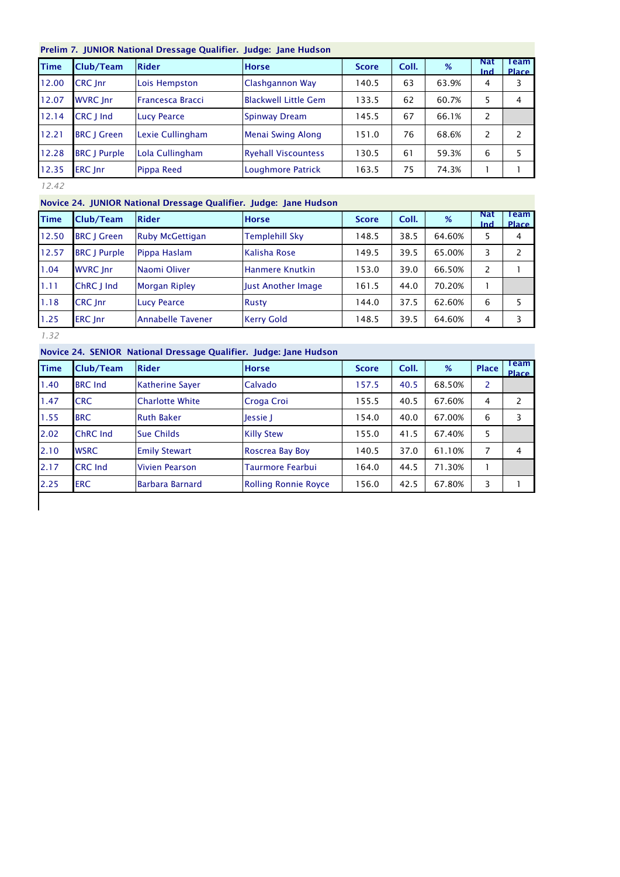**Prelim 7. JUNIOR National Dressage Qualifier. Judge: Jane Hudson**

| Time | Club/Team | Rider | Horse | Score | Coll. | % | Nat Ind | Team Place |
|---|---|---|---|---|---|---|---|---|
| 12.00 | CRC Jnr | Lois Hempston | Clashgannon Way | 140.5 | 63 | 63.9% | 4 | 3 |
| 12.07 | WVRC Jnr | Francesca Bracci | Blackwell Little Gem | 133.5 | 62 | 60.7% | 5 | 4 |
| 12.14 | CRC J Ind | Lucy Pearce | Spinway Dream | 145.5 | 67 | 66.1% | 2 | |
| 12.21 | BRC J Green | Lexie Cullingham | Menai Swing Along | 151.0 | 76 | 68.6% | 2 | 2 |
| 12.28 | BRC J Purple | Lola Cullingham | Ryehall Viscountess | 130.5 | 61 | 59.3% | 6 | 5 |
| 12.35 | ERC Jnr | Pippa Reed | Loughmore Patrick | 163.5 | 75 | 74.3% | 1 | 1 |

*12.42*

**Novice 24. JUNIOR National Dressage Qualifier. Judge: Jane Hudson**

| Time | Club/Team | Rider | Horse | Score | Coll. | % | Nat Ind | Team Place |
|---|---|---|---|---|---|---|---|---|
| 12.50 | BRC J Green | Ruby McGettigan | Templehill Sky | 148.5 | 38.5 | 64.60% | 5 | 4 |
| 12.57 | BRC J Purple | Pippa Haslam | Kalisha Rose | 149.5 | 39.5 | 65.00% | 3 | 2 |
| 1.04 | WVRC Jnr | Naomi Oliver | Hanmere Knutkin | 153.0 | 39.0 | 66.50% | 2 | 1 |
| 1.11 | ChRC J Ind | Morgan Ripley | Just Another Image | 161.5 | 44.0 | 70.20% | 1 | |
| 1.18 | CRC Jnr | Lucy Pearce | Rusty | 144.0 | 37.5 | 62.60% | 6 | 5 |
| 1.25 | ERC Jnr | Annabelle Tavener | Kerry Gold | 148.5 | 39.5 | 64.60% | 4 | 3 |

*1.32*

**Novice 24. SENIOR National Dressage Qualifier. Judge: Jane Hudson**

| Time | Club/Team | Rider | Horse | Score | Coll. | % | Place | Team Place |
|---|---|---|---|---|---|---|---|---|
| 1.40 | BRC Ind | Katherine Sayer | Calvado | 157.5 | 40.5 | 68.50% | 2 | |
| 1.47 | CRC | Charlotte White | Croga Croi | 155.5 | 40.5 | 67.60% | 4 | 2 |
| 1.55 | BRC | Ruth Baker | Jessie J | 154.0 | 40.0 | 67.00% | 6 | 3 |
| 2.02 | ChRC Ind | Sue Childs | Killy Stew | 155.0 | 41.5 | 67.40% | 5 | |
| 2.10 | WSRC | Emily Stewart | Roscrea Bay Boy | 140.5 | 37.0 | 61.10% | 7 | 4 |
| 2.17 | CRC Ind | Vivien Pearson | Taurmore Fearbui | 164.0 | 44.5 | 71.30% | 1 | |
| 2.25 | ERC | Barbara Barnard | Rolling Ronnie Royce | 156.0 | 42.5 | 67.80% | 3 | 1 |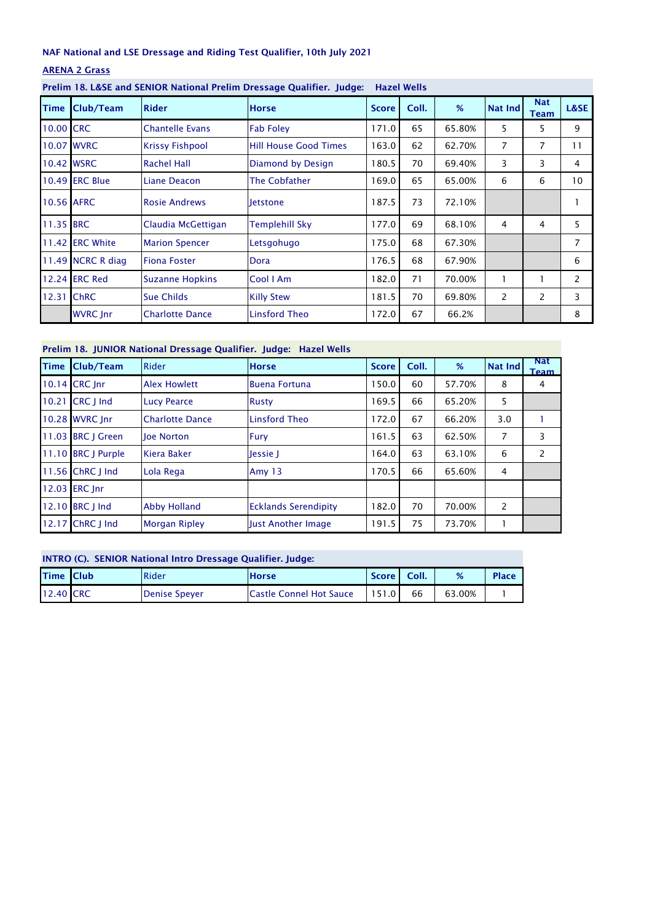NAF National and LSE Dressage and Riding Test Qualifier, 10th July 2021

ARENA 2 Grass

Prelim 18. L&SE and SENIOR National Prelim Dressage Qualifier. Judge: Hazel Wells

| Time | Club/Team | Rider | Horse | Score | Coll. | % | Nat Ind | Nat Team | L&SE |
|---|---|---|---|---|---|---|---|---|---|
| 10.00 | CRC | Chantelle Evans | Fab Foley | 171.0 | 65 | 65.80% | 5 | 5 | 9 |
| 10.07 | WVRC | Krissy Fishpool | Hill House Good Times | 163.0 | 62 | 62.70% | 7 | 7 | 11 |
| 10.42 | WSRC | Rachel Hall | Diamond by Design | 180.5 | 70 | 69.40% | 3 | 3 | 4 |
| 10.49 | ERC Blue | Liane Deacon | The Cobfather | 169.0 | 65 | 65.00% | 6 | 6 | 10 |
| 10.56 | AFRC | Rosie Andrews | Jetstone | 187.5 | 73 | 72.10% | | | 1 |
| 11.35 | BRC | Claudia McGettigan | Templehill Sky | 177.0 | 69 | 68.10% | 4 | 4 | 5 |
| 11.42 | ERC White | Marion Spencer | Letsgohugo | 175.0 | 68 | 67.30% | | | 7 |
| 11.49 | NCRC R diag | Fiona Foster | Dora | 176.5 | 68 | 67.90% | | | 6 |
| 12.24 | ERC Red | Suzanne Hopkins | Cool I Am | 182.0 | 71 | 70.00% | 1 | 1 | 2 |
| 12.31 | ChRC | Sue Childs | Killy Stew | 181.5 | 70 | 69.80% | 2 | 2 | 3 |
| | WVRC Jnr | Charlotte Dance | Linsford Theo | 172.0 | 67 | 66.2% | | | 8 |

Prelim 18. JUNIOR National Dressage Qualifier. Judge: Hazel Wells

| Time | Club/Team | Rider | Horse | Score | Coll. | % | Nat Ind | Nat Team |
|---|---|---|---|---|---|---|---|---|
| 10.14 | CRC Jnr | Alex Howlett | Buena Fortuna | 150.0 | 60 | 57.70% | 8 | 4 |
| 10.21 | CRC J Ind | Lucy Pearce | Rusty | 169.5 | 66 | 65.20% | 5 | |
| 10.28 | WVRC Jnr | Charlotte Dance | Linsford Theo | 172.0 | 67 | 66.20% | 3.0 | 1 |
| 11.03 | BRC J Green | Joe Norton | Fury | 161.5 | 63 | 62.50% | 7 | 3 |
| 11.10 | BRC J Purple | Kiera Baker | Jessie J | 164.0 | 63 | 63.10% | 6 | 2 |
| 11.56 | ChRC J Ind | Lola Rega | Amy 13 | 170.5 | 66 | 65.60% | 4 | |
| 12.03 | ERC Jnr | | | | | | | |
| 12.10 | BRC J Ind | Abby Holland | Ecklands Serendipity | 182.0 | 70 | 70.00% | 2 | |
| 12.17 | ChRC J Ind | Morgan Ripley | Just Another Image | 191.5 | 75 | 73.70% | 1 | |

INTRO (C). SENIOR National Intro Dressage Qualifier. Judge:

| Time | Club | Rider | Horse | Score | Coll. | % | Place |
|---|---|---|---|---|---|---|---|
| 12.40 | CRC | Denise Speyer | Castle Connel Hot Sauce | 151.0 | 66 | 63.00% | 1 |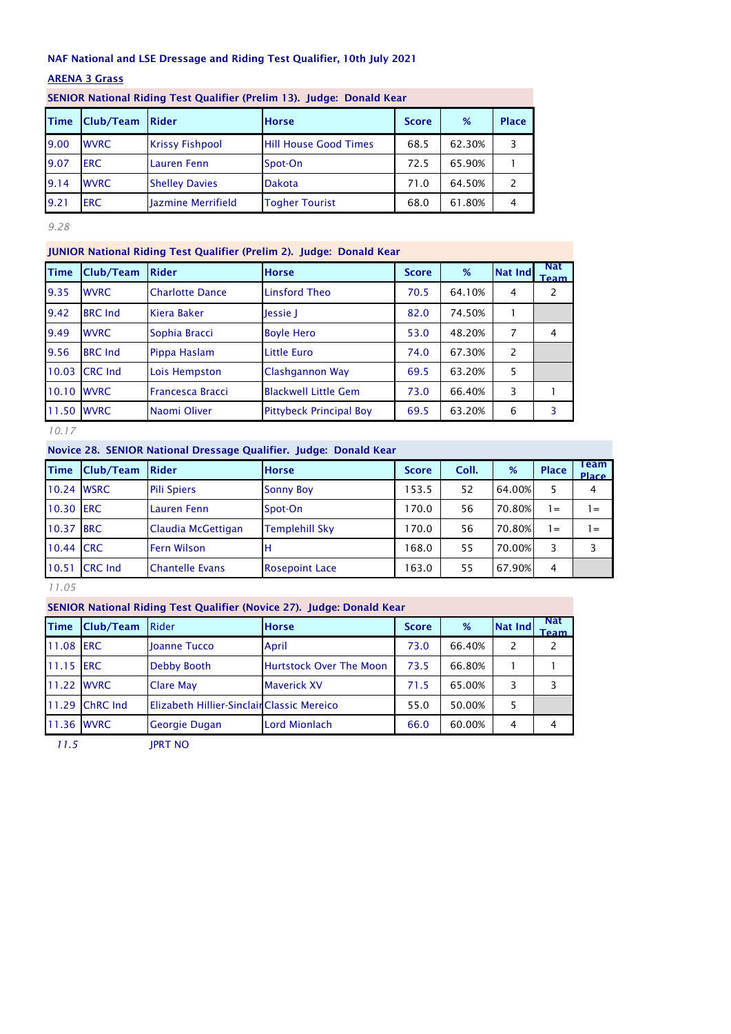**NAF National and LSE Dressage and Riding Test Qualifier, 10th July 2021**

**ARENA 3 Grass**

**SENIOR National Riding Test Qualifier (Prelim 13). Judge: Donald Kear**

| Time | Club/Team | Rider | Horse | Score | % | Place |
|---|---|---|---|---|---|---|
| 9.00 | WVRC | Krissy Fishpool | Hill House Good Times | 68.5 | 62.30% | 3 |
| 9.07 | ERC | Lauren Fenn | Spot-On | 72.5 | 65.90% | 1 |
| 9.14 | WVRC | Shelley Davies | Dakota | 71.0 | 64.50% | 2 |
| 9.21 | ERC | Jazmine Merrifield | Togher Tourist | 68.0 | 61.80% | 4 |

*9.28*

**JUNIOR National Riding Test Qualifier (Prelim 2). Judge: Donald Kear**

| Time | Club/Team | Rider | Horse | Score | % | Nat Ind | Nat Team |
|---|---|---|---|---|---|---|---|
| 9.35 | WVRC | Charlotte Dance | Linsford Theo | 70.5 | 64.10% | 4 | 2 |
| 9.42 | BRC Ind | Kiera Baker | Jessie J | 82.0 | 74.50% | 1 | |
| 9.49 | WVRC | Sophia Bracci | Boyle Hero | 53.0 | 48.20% | 7 | 4 |
| 9.56 | BRC Ind | Pippa Haslam | Little Euro | 74.0 | 67.30% | 2 | |
| 10.03 | CRC Ind | Lois Hempston | Clashgannon Way | 69.5 | 63.20% | 5 | |
| 10.10 | WVRC | Francesca Bracci | Blackwell Little Gem | 73.0 | 66.40% | 3 | 1 |
| 11.50 | WVRC | Naomi Oliver | Pittybeck Principal Boy | 69.5 | 63.20% | 6 | 3 |

*10.17*

**Novice 28. SENIOR National Dressage Qualifier. Judge: Donald Kear**

| Time | Club/Team | Rider | Horse | Score | Coll. | % | Place | Team Place |
|---|---|---|---|---|---|---|---|---|
| 10.24 | WSRC | Pili Spiers | Sonny Boy | 153.5 | 52 | 64.00% | 5 | 4 |
| 10.30 | ERC | Lauren Fenn | Spot-On | 170.0 | 56 | 70.80% | 1= | 1= |
| 10.37 | BRC | Claudia McGettigan | Templehill Sky | 170.0 | 56 | 70.80% | 1= | 1= |
| 10.44 | CRC | Fern Wilson | H | 168.0 | 55 | 70.00% | 3 | 3 |
| 10.51 | CRC Ind | Chantelle Evans | Rosepoint Lace | 163.0 | 55 | 67.90% | 4 | |

*11.05*

**SENIOR National Riding Test Qualifier (Novice 27). Judge: Donald Kear**

| Time | Club/Team | Rider | Horse | Score | % | Nat Ind | Nat Team |
|---|---|---|---|---|---|---|---|
| 11.08 | ERC | Joanne Tucco | April | 73.0 | 66.40% | 2 | 2 |
| 11.15 | ERC | Debby Booth | Hurtstock Over The Moon | 73.5 | 66.80% | 1 | 1 |
| 11.22 | WVRC | Clare May | Maverick XV | 71.5 | 65.00% | 3 | 3 |
| 11.29 | ChRC Ind | Elizabeth Hillier-Sinclair | Classic Mereico | 55.0 | 50.00% | 5 | |
| 11.36 | WVRC | Georgie Dugan | Lord Mionlach | 66.0 | 60.00% | 4 | 4 |

*11.5* JPRT NO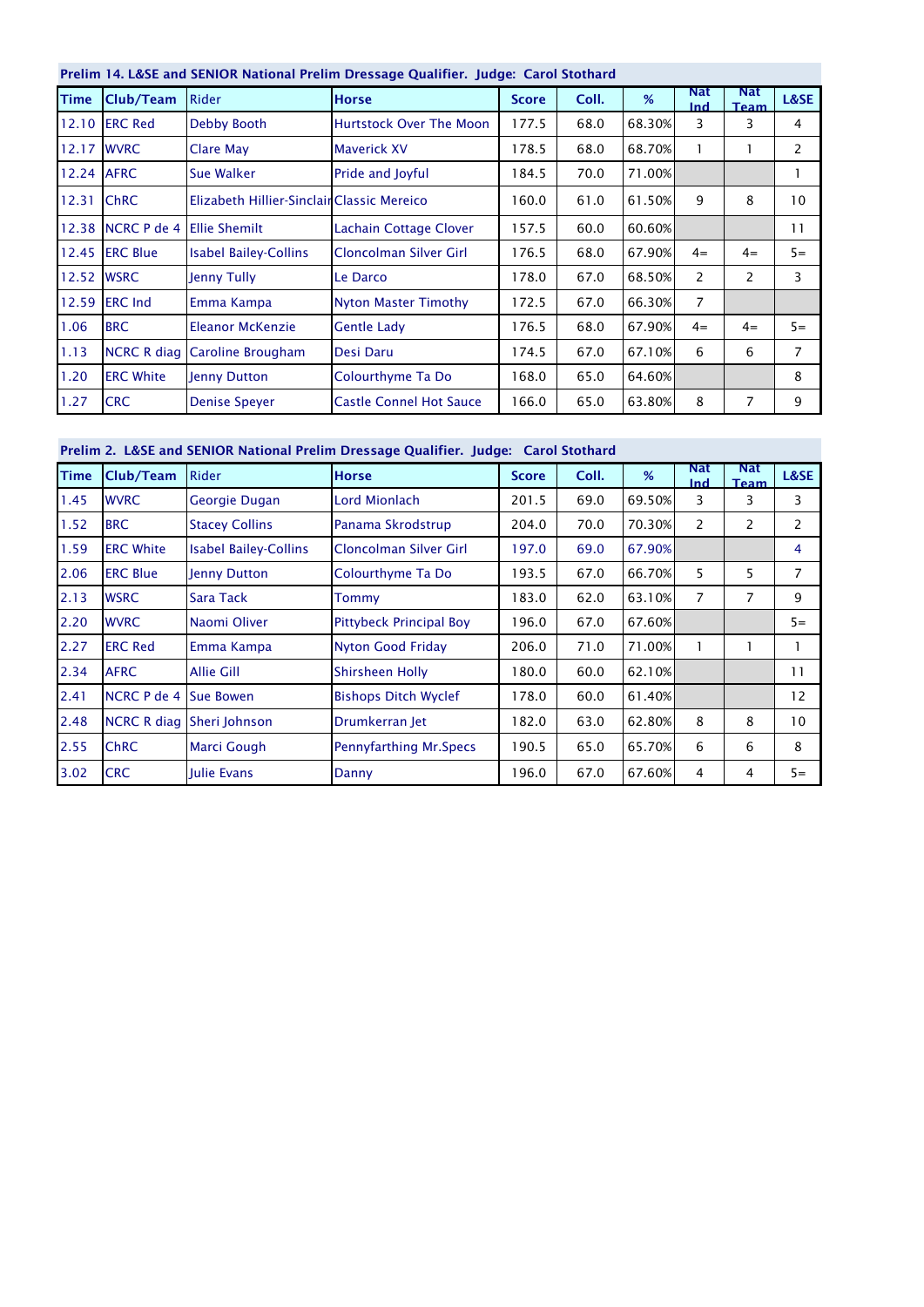## Prelim 14. L&SE and SENIOR National Prelim Dressage Qualifier. Judge: Carol Stothard

| Time | Club/Team | Rider | Horse | Score | Coll. | % | Nat Ind | Nat Team | L&SE |
|---|---|---|---|---|---|---|---|---|---|
| 12.10 | ERC Red | Debby Booth | Hurtstock Over The Moon | 177.5 | 68.0 | 68.30% | 3 | 3 | 4 |
| 12.17 | WVRC | Clare May | Maverick XV | 178.5 | 68.0 | 68.70% | 1 | 1 | 2 |
| 12.24 | AFRC | Sue Walker | Pride and Joyful | 184.5 | 70.0 | 71.00% | | | 1 |
| 12.31 | ChRC | Elizabeth Hillier-Sinclair | Classic Mereico | 160.0 | 61.0 | 61.50% | 9 | 8 | 10 |
| 12.38 | NCRC P de 4 | Ellie Shemilt | Lachain Cottage Clover | 157.5 | 60.0 | 60.60% | | | 11 |
| 12.45 | ERC Blue | Isabel Bailey-Collins | Cloncolman Silver Girl | 176.5 | 68.0 | 67.90% | 4= | 4= | 5= |
| 12.52 | WSRC | Jenny Tully | Le Darco | 178.0 | 67.0 | 68.50% | 2 | 2 | 3 |
| 12.59 | ERC Ind | Emma Kampa | Nyton Master Timothy | 172.5 | 67.0 | 66.30% | 7 | | |
| 1.06 | BRC | Eleanor McKenzie | Gentle Lady | 176.5 | 68.0 | 67.90% | 4= | 4= | 5= |
| 1.13 | NCRC R diag | Caroline Brougham | Desi Daru | 174.5 | 67.0 | 67.10% | 6 | 6 | 7 |
| 1.20 | ERC White | Jenny Dutton | Colourthyme Ta Do | 168.0 | 65.0 | 64.60% | | | 8 |
| 1.27 | CRC | Denise Speyer | Castle Connel Hot Sauce | 166.0 | 65.0 | 63.80% | 8 | 7 | 9 |

## Prelim 2. L&SE and SENIOR National Prelim Dressage Qualifier. Judge: Carol Stothard

| Time | Club/Team | Rider | Horse | Score | Coll. | % | Nat Ind | Nat Team | L&SE |
|---|---|---|---|---|---|---|---|---|---|
| 1.45 | WVRC | Georgie Dugan | Lord Mionlach | 201.5 | 69.0 | 69.50% | 3 | 3 | 3 |
| 1.52 | BRC | Stacey Collins | Panama Skrodstrup | 204.0 | 70.0 | 70.30% | 2 | 2 | 2 |
| 1.59 | ERC White | Isabel Bailey-Collins | Cloncolman Silver Girl | 197.0 | 69.0 | 67.90% | | | 4 |
| 2.06 | ERC Blue | Jenny Dutton | Colourthyme Ta Do | 193.5 | 67.0 | 66.70% | 5 | 5 | 7 |
| 2.13 | WSRC | Sara Tack | Tommy | 183.0 | 62.0 | 63.10% | 7 | 7 | 9 |
| 2.20 | WVRC | Naomi Oliver | Pittybeck Principal Boy | 196.0 | 67.0 | 67.60% | | | 5= |
| 2.27 | ERC Red | Emma Kampa | Nyton Good Friday | 206.0 | 71.0 | 71.00% | 1 | 1 | 1 |
| 2.34 | AFRC | Allie Gill | Shirsheen Holly | 180.0 | 60.0 | 62.10% | | | 11 |
| 2.41 | NCRC P de 4 | Sue Bowen | Bishops Ditch Wyclef | 178.0 | 60.0 | 61.40% | | | 12 |
| 2.48 | NCRC R diag | Sheri Johnson | Drumkerran Jet | 182.0 | 63.0 | 62.80% | 8 | 8 | 10 |
| 2.55 | ChRC | Marci Gough | Pennyfarthing Mr.Specs | 190.5 | 65.0 | 65.70% | 6 | 6 | 8 |
| 3.02 | CRC | Julie Evans | Danny | 196.0 | 67.0 | 67.60% | 4 | 4 | 5= |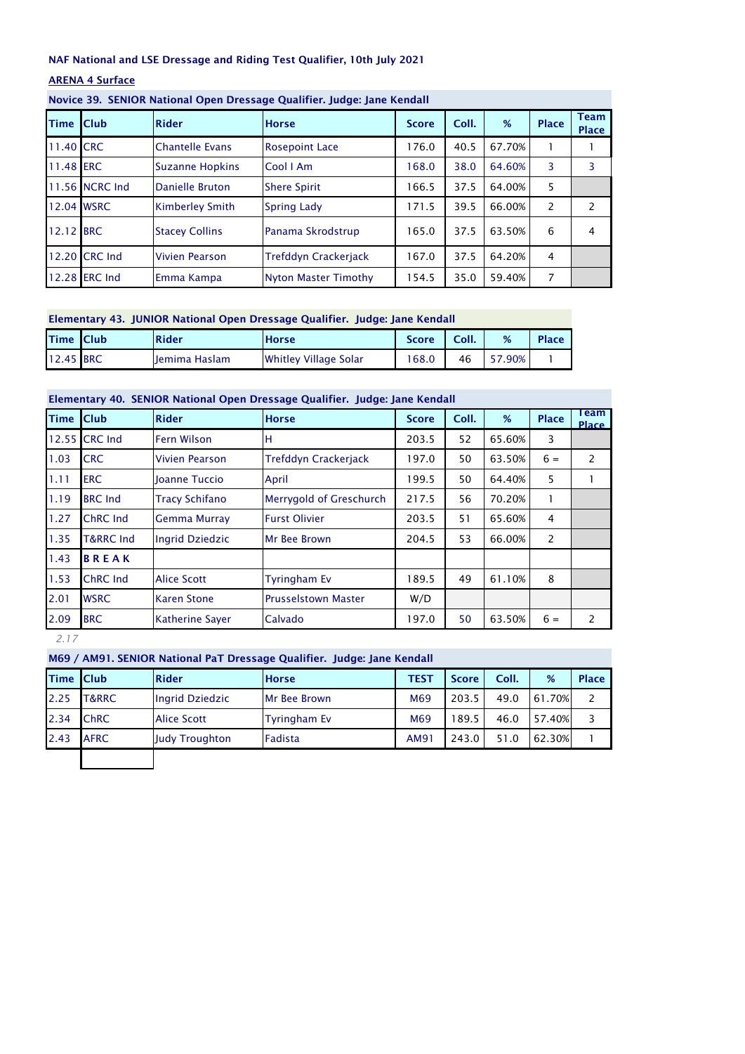**NAF National and LSE Dressage and Riding Test Qualifier, 10th July 2021**

**ARENA 4 Surface**

**Novice 39. SENIOR National Open Dressage Qualifier. Judge: Jane Kendall**

| Time | Club | Rider | Horse | Score | Coll. | % | Place | Team Place |
|---|---|---|---|---|---|---|---|---|
| 11.40 | CRC | Chantelle Evans | Rosepoint Lace | 176.0 | 40.5 | 67.70% | 1 | 1 |
| 11.48 | ERC | Suzanne Hopkins | Cool I Am | 168.0 | 38.0 | 64.60% | 3 | 3 |
| 11.56 | NCRC Ind | Danielle Bruton | Shere Spirit | 166.5 | 37.5 | 64.00% | 5 | |
| 12.04 | WSRC | Kimberley Smith | Spring Lady | 171.5 | 39.5 | 66.00% | 2 | 2 |
| 12.12 | BRC | Stacey Collins | Panama Skrodstrup | 165.0 | 37.5 | 63.50% | 6 | 4 |
| 12.20 | CRC Ind | Vivien Pearson | Trefddyn Crackerjack | 167.0 | 37.5 | 64.20% | 4 | |
| 12.28 | ERC Ind | Emma Kampa | Nyton Master Timothy | 154.5 | 35.0 | 59.40% | 7 | |

**Elementary 43. JUNIOR National Open Dressage Qualifier. Judge: Jane Kendall**

| Time | Club | Rider | Horse | Score | Coll. | % | Place |
|---|---|---|---|---|---|---|---|
| 12.45 | BRC | Jemima Haslam | Whitley Village Solar | 168.0 | 46 | 57.90% | 1 |

**Elementary 40. SENIOR National Open Dressage Qualifier. Judge: Jane Kendall**

| Time | Club | Rider | Horse | Score | Coll. | % | Place | Team Place |
|---|---|---|---|---|---|---|---|---|
| 12.55 | CRC Ind | Fern Wilson | H | 203.5 | 52 | 65.60% | 3 | |
| 1.03 | CRC | Vivien Pearson | Trefddyn Crackerjack | 197.0 | 50 | 63.50% | 6 = | 2 |
| 1.11 | ERC | Joanne Tuccio | April | 199.5 | 50 | 64.40% | 5 | 1 |
| 1.19 | BRC Ind | Tracy Schifano | Merrygold of Greschurch | 217.5 | 56 | 70.20% | 1 | |
| 1.27 | ChRC Ind | Gemma Murray | Furst Olivier | 203.5 | 51 | 65.60% | 4 | |
| 1.35 | T&RRC Ind | Ingrid Dziedzic | Mr Bee Brown | 204.5 | 53 | 66.00% | 2 | |
| 1.43 | **B R E A K** | | | | | | | |
| 1.53 | ChRC Ind | Alice Scott | Tyringham Ev | 189.5 | 49 | 61.10% | 8 | |
| 2.01 | WSRC | Karen Stone | Prusselstown Master | W/D | | | | |
| 2.09 | BRC | Katherine Sayer | Calvado | 197.0 | 50 | 63.50% | 6 = | 2 |

*2.17*

**M69 / AM91. SENIOR National PaT Dressage Qualifier. Judge: Jane Kendall**

| Time | Club | Rider | Horse | TEST | Score | Coll. | % | Place |
|---|---|---|---|---|---|---|---|---|
| 2.25 | T&RRC | Ingrid Dziedzic | Mr Bee Brown | M69 | 203.5 | 49.0 | 61.70% | 2 |
| 2.34 | ChRC | Alice Scott | Tyringham Ev | M69 | 189.5 | 46.0 | 57.40% | 3 |
| 2.43 | AFRC | Judy Troughton | Fadista | AM91 | 243.0 | 51.0 | 62.30% | 1 |